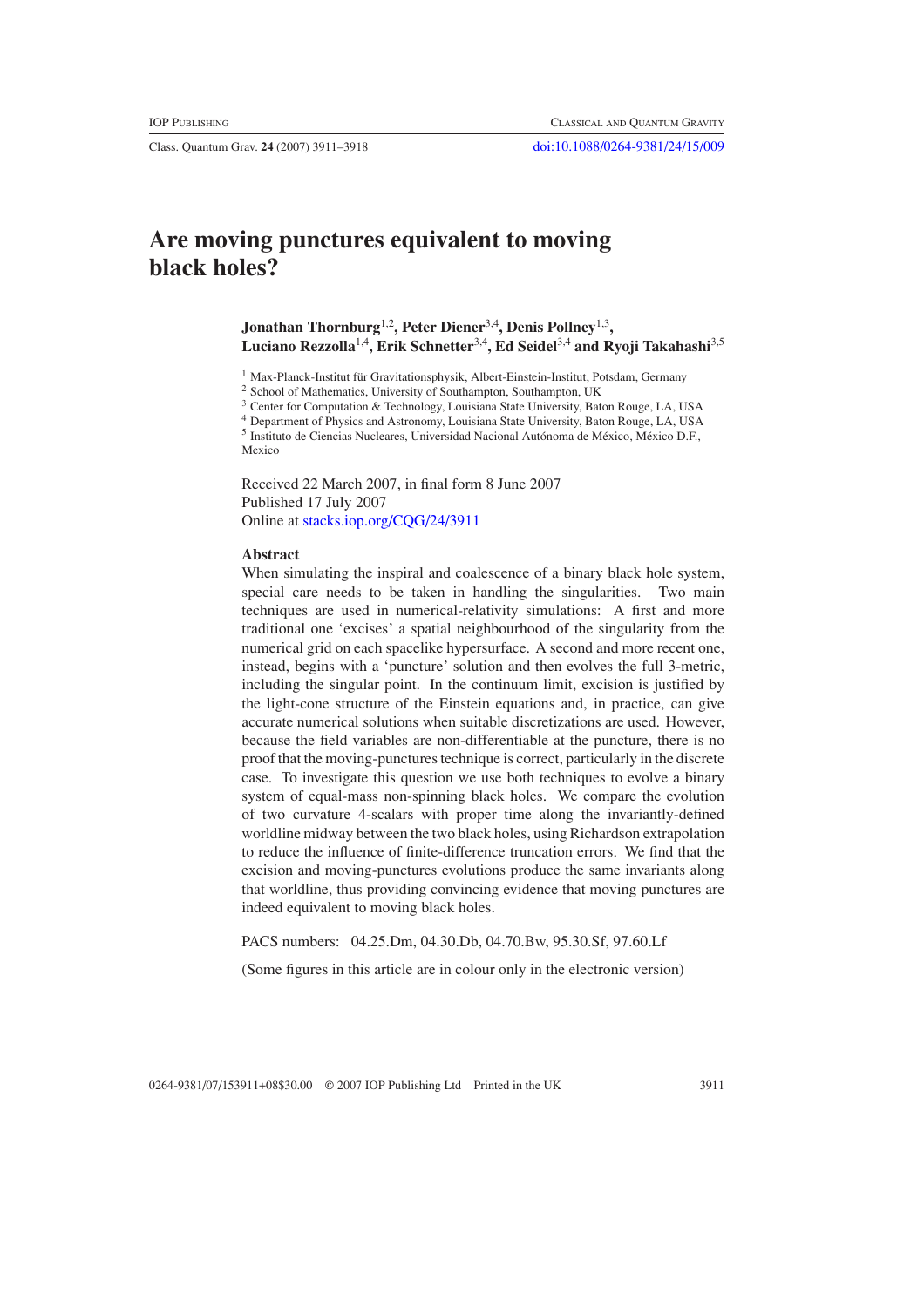# Are moving punctures equivalent to moving black holes?

**Jonathan Thornburg[1,2], Peter Diener[3,4], Denis Pollney[1,3], Luciano Rezzolla[1,4], Erik Schnetter[3,4], Ed Seidel[3,4] and Ryoji Takahashi[3,5]**

[1] Max-Planck-Institut für Gravitationsphysik, Albert-Einstein-Institut, Potsdam, Germany
[2] School of Mathematics, University of Southampton, Southampton, UK
[3] Center for Computation & Technology, Louisiana State University, Baton Rouge, LA, USA
[4] Department of Physics and Astronomy, Louisiana State University, Baton Rouge, LA, USA
[5] Instituto de Ciencias Nucleares, Universidad Nacional Autónoma de México, México D.F., Mexico

Received 22 March 2007, in final form 8 June 2007
Published 17 July 2007
Online at stacks.iop.org/CQG/24/3911

## Abstract

When simulating the inspiral and coalescence of a binary black hole system, special care needs to be taken in handling the singularities. Two main techniques are used in numerical-relativity simulations: A first and more traditional one 'excises' a spatial neighbourhood of the singularity from the numerical grid on each spacelike hypersurface. A second and more recent one, instead, begins with a 'puncture' solution and then evolves the full 3-metric, including the singular point. In the continuum limit, excision is justified by the light-cone structure of the Einstein equations and, in practice, can give accurate numerical solutions when suitable discretizations are used. However, because the field variables are non-differentiable at the puncture, there is no proof that the moving-punctures technique is correct, particularly in the discrete case. To investigate this question we use both techniques to evolve a binary system of equal-mass non-spinning black holes. We compare the evolution of two curvature 4-scalars with proper time along the invariantly-defined worldline midway between the two black holes, using Richardson extrapolation to reduce the influence of finite-difference truncation errors. We find that the excision and moving-punctures evolutions produce the same invariants along that worldline, thus providing convincing evidence that moving punctures are indeed equivalent to moving black holes.

PACS numbers: 04.25.Dm, 04.30.Db, 04.70.Bw, 95.30.Sf, 97.60.Lf

(Some figures in this article are in colour only in the electronic version)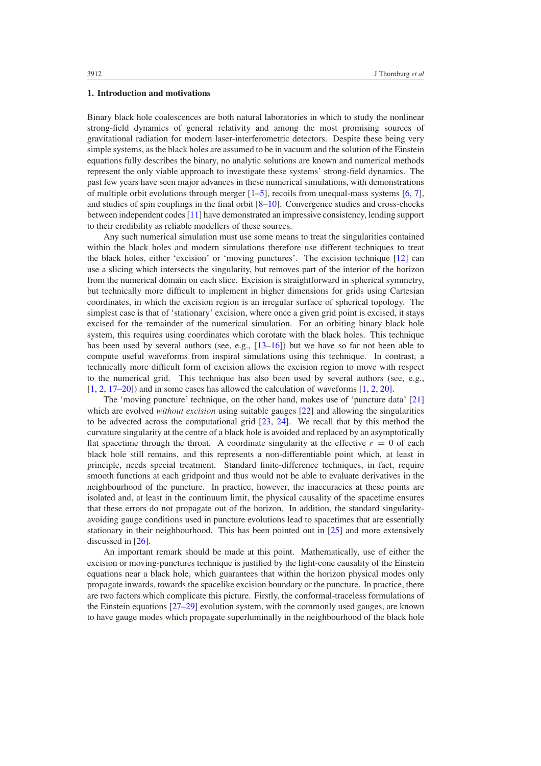## 1. Introduction and motivations

Binary black hole coalescences are both natural laboratories in which to study the nonlinear strong-field dynamics of general relativity and among the most promising sources of gravitational radiation for modern laser-interferometric detectors. Despite these being very simple systems, as the black holes are assumed to be in vacuum and the solution of the Einstein equations fully describes the binary, no analytic solutions are known and numerical methods represent the only viable approach to investigate these systems' strong-field dynamics. The past few years have seen major advances in these numerical simulations, with demonstrations of multiple orbit evolutions through merger [1–5], recoils from unequal-mass systems [6, 7], and studies of spin couplings in the final orbit [8–10]. Convergence studies and cross-checks between independent codes [11] have demonstrated an impressive consistency, lending support to their credibility as reliable modellers of these sources.

Any such numerical simulation must use some means to treat the singularities contained within the black holes and modern simulations therefore use different techniques to treat the black holes, either 'excision' or 'moving punctures'. The excision technique [12] can use a slicing which intersects the singularity, but removes part of the interior of the horizon from the numerical domain on each slice. Excision is straightforward in spherical symmetry, but technically more difficult to implement in higher dimensions for grids using Cartesian coordinates, in which the excision region is an irregular surface of spherical topology. The simplest case is that of 'stationary' excision, where once a given grid point is excised, it stays excised for the remainder of the numerical simulation. For an orbiting binary black hole system, this requires using coordinates which corotate with the black holes. This technique has been used by several authors (see, e.g., [13–16]) but we have so far not been able to compute useful waveforms from inspiral simulations using this technique. In contrast, a technically more difficult form of excision allows the excision region to move with respect to the numerical grid. This technique has also been used by several authors (see, e.g., [1, 2, 17–20]) and in some cases has allowed the calculation of waveforms [1, 2, 20].

The 'moving puncture' technique, on the other hand, makes use of 'puncture data' [21] which are evolved *without excision* using suitable gauges [22] and allowing the singularities to be advected across the computational grid [23, 24]. We recall that by this method the curvature singularity at the centre of a black hole is avoided and replaced by an asymptotically flat spacetime through the throat. A coordinate singularity at the effective $r = 0$ of each black hole still remains, and this represents a non-differentiable point which, at least in principle, needs special treatment. Standard finite-difference techniques, in fact, require smooth functions at each gridpoint and thus would not be able to evaluate derivatives in the neighbourhood of the puncture. In practice, however, the inaccuracies at these points are isolated and, at least in the continuum limit, the physical causality of the spacetime ensures that these errors do not propagate out of the horizon. In addition, the standard singularity-avoiding gauge conditions used in puncture evolutions lead to spacetimes that are essentially stationary in their neighbourhood. This has been pointed out in [25] and more extensively discussed in [26].

An important remark should be made at this point. Mathematically, use of either the excision or moving-punctures technique is justified by the light-cone causality of the Einstein equations near a black hole, which guarantees that within the horizon physical modes only propagate inwards, towards the spacelike excision boundary or the puncture. In practice, there are two factors which complicate this picture. Firstly, the conformal-traceless formulations of the Einstein equations [27–29] evolution system, with the commonly used gauges, are known to have gauge modes which propagate superluminally in the neighbourhood of the black hole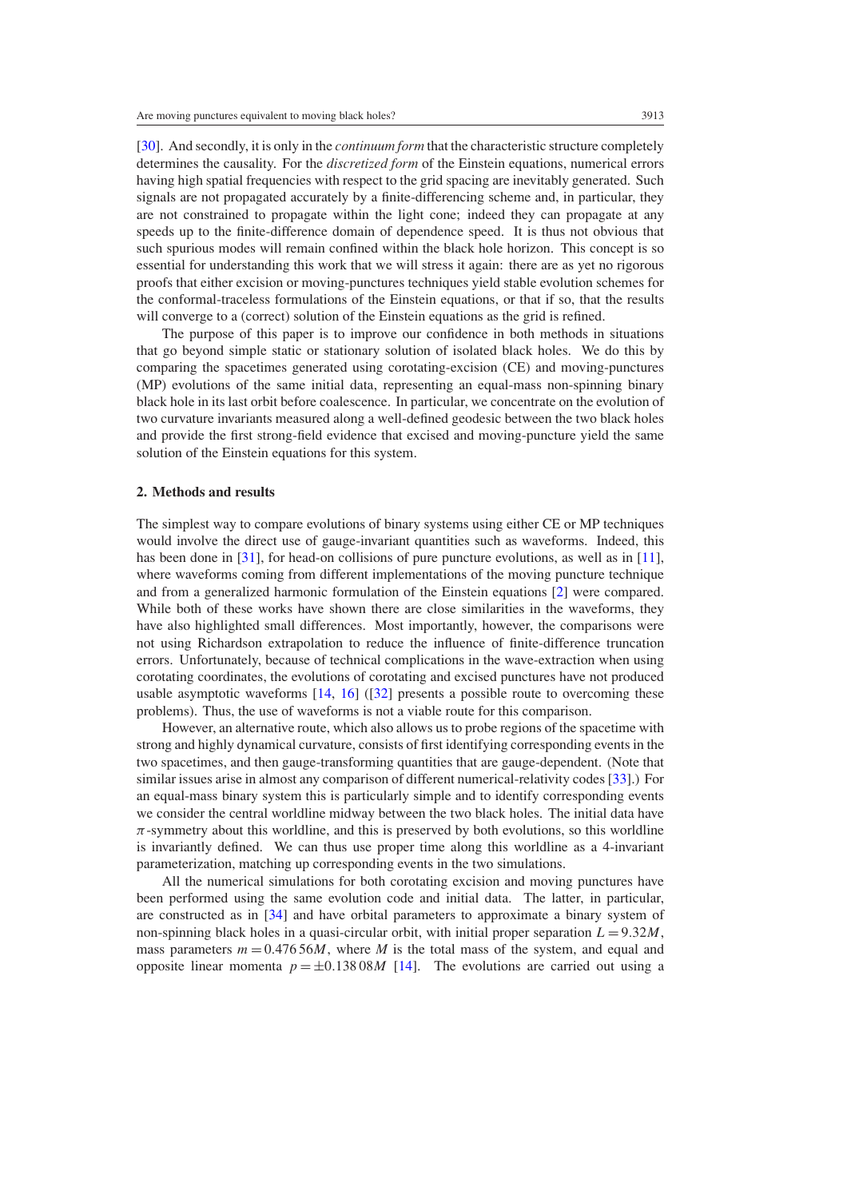[30]. And secondly, it is only in the *continuum form* that the characteristic structure completely determines the causality. For the *discretized form* of the Einstein equations, numerical errors having high spatial frequencies with respect to the grid spacing are inevitably generated. Such signals are not propagated accurately by a finite-differencing scheme and, in particular, they are not constrained to propagate within the light cone; indeed they can propagate at any speeds up to the finite-difference domain of dependence speed. It is thus not obvious that such spurious modes will remain confined within the black hole horizon. This concept is so essential for understanding this work that we will stress it again: there are as yet no rigorous proofs that either excision or moving-punctures techniques yield stable evolution schemes for the conformal-traceless formulations of the Einstein equations, or that if so, that the results will converge to a (correct) solution of the Einstein equations as the grid is refined.

The purpose of this paper is to improve our confidence in both methods in situations that go beyond simple static or stationary solution of isolated black holes. We do this by comparing the spacetimes generated using corotating-excision (CE) and moving-punctures (MP) evolutions of the same initial data, representing an equal-mass non-spinning binary black hole in its last orbit before coalescence. In particular, we concentrate on the evolution of two curvature invariants measured along a well-defined geodesic between the two black holes and provide the first strong-field evidence that excised and moving-puncture yield the same solution of the Einstein equations for this system.

## 2. Methods and results

The simplest way to compare evolutions of binary systems using either CE or MP techniques would involve the direct use of gauge-invariant quantities such as waveforms. Indeed, this has been done in [31], for head-on collisions of pure puncture evolutions, as well as in [11], where waveforms coming from different implementations of the moving puncture technique and from a generalized harmonic formulation of the Einstein equations [2] were compared. While both of these works have shown there are close similarities in the waveforms, they have also highlighted small differences. Most importantly, however, the comparisons were not using Richardson extrapolation to reduce the influence of finite-difference truncation errors. Unfortunately, because of technical complications in the wave-extraction when using corotating coordinates, the evolutions of corotating and excised punctures have not produced usable asymptotic waveforms [14, 16] ([32] presents a possible route to overcoming these problems). Thus, the use of waveforms is not a viable route for this comparison.

However, an alternative route, which also allows us to probe regions of the spacetime with strong and highly dynamical curvature, consists of first identifying corresponding events in the two spacetimes, and then gauge-transforming quantities that are gauge-dependent. (Note that similar issues arise in almost any comparison of different numerical-relativity codes [33].) For an equal-mass binary system this is particularly simple and to identify corresponding events we consider the central worldline midway between the two black holes. The initial data have $\pi$-symmetry about this worldline, and this is preserved by both evolutions, so this worldline is invariantly defined. We can thus use proper time along this worldline as a 4-invariant parameterization, matching up corresponding events in the two simulations.

All the numerical simulations for both corotating excision and moving punctures have been performed using the same evolution code and initial data. The latter, in particular, are constructed as in [34] and have orbital parameters to approximate a binary system of non-spinning black holes in a quasi-circular orbit, with initial proper separation $L = 9.32M$, mass parameters $m = 0.476\,56M$, where $M$ is the total mass of the system, and equal and opposite linear momenta $p = \pm 0.138\,08M$ [14]. The evolutions are carried out using a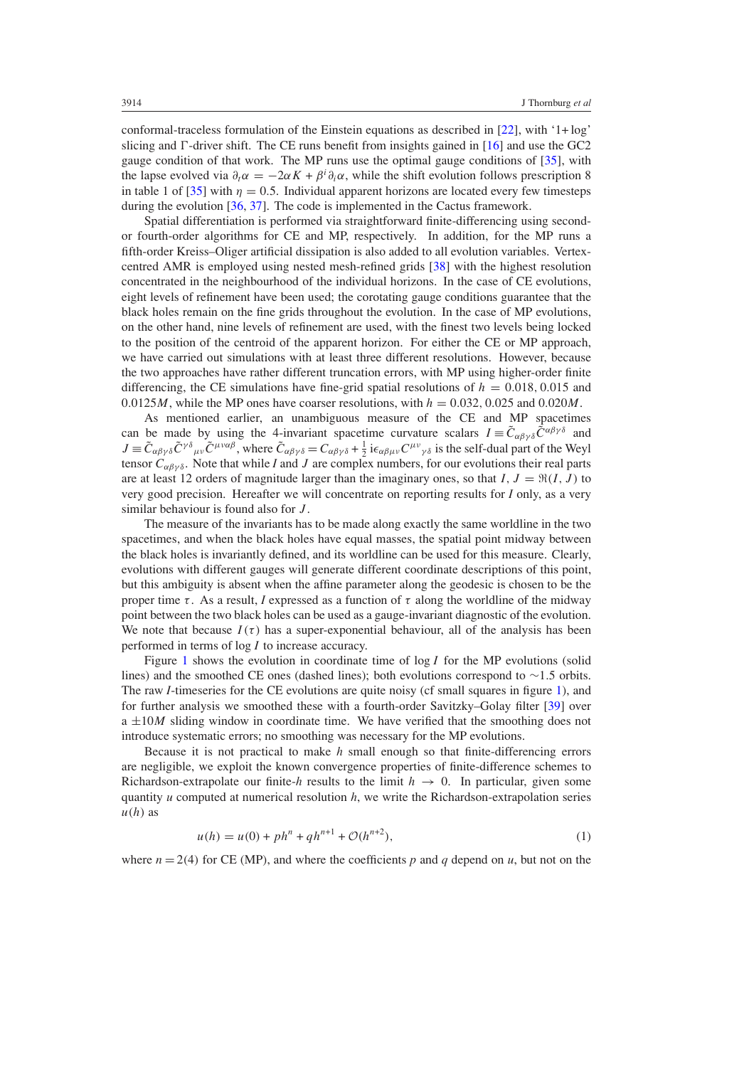conformal-traceless formulation of the Einstein equations as described in [22], with '1+log' slicing and Γ-driver shift. The CE runs benefit from insights gained in [16] and use the GC2 gauge condition of that work. The MP runs use the optimal gauge conditions of [35], with the lapse evolved via $\partial_t \alpha = -2\alpha K + \beta^i \partial_i \alpha$, while the shift evolution follows prescription 8 in table 1 of [35] with $\eta = 0.5$. Individual apparent horizons are located every few timesteps during the evolution [36, 37]. The code is implemented in the Cactus framework.

Spatial differentiation is performed via straightforward finite-differencing using second- or fourth-order algorithms for CE and MP, respectively. In addition, for the MP runs a fifth-order Kreiss–Oliger artificial dissipation is also added to all evolution variables. Vertex-centred AMR is employed using nested mesh-refined grids [38] with the highest resolution concentrated in the neighbourhood of the individual horizons. In the case of CE evolutions, eight levels of refinement have been used; the corotating gauge conditions guarantee that the black holes remain on the fine grids throughout the evolution. In the case of MP evolutions, on the other hand, nine levels of refinement are used, with the finest two levels being locked to the position of the centroid of the apparent horizon. For either the CE or MP approach, we have carried out simulations with at least three different resolutions. However, because the two approaches have rather different truncation errors, with MP using higher-order finite differencing, the CE simulations have fine-grid spatial resolutions of $h = 0.018, 0.015$ and $0.0125M$, while the MP ones have coarser resolutions, with $h = 0.032, 0.025$ and $0.020M$.

As mentioned earlier, an unambiguous measure of the CE and MP spacetimes can be made by using the 4-invariant spacetime curvature scalars $I \equiv \tilde{C}_{\alpha\beta\gamma\delta}\tilde{C}^{\alpha\beta\gamma\delta}$ and $J \equiv \tilde{C}_{\alpha\beta\gamma\delta}\tilde{C}^{\gamma\delta}{}_{\mu\nu}\tilde{C}^{\mu\nu\alpha\beta}$, where $\tilde{C}_{\alpha\beta\gamma\delta} = C_{\alpha\beta\gamma\delta} + \frac{1}{2}\,\mathrm{i}\epsilon_{\alpha\beta\mu\nu}C^{\mu\nu}{}_{\gamma\delta}$ is the self-dual part of the Weyl tensor $C_{\alpha\beta\gamma\delta}$. Note that while $I$ and $J$ are complex numbers, for our evolutions their real parts are at least 12 orders of magnitude larger than the imaginary ones, so that $I, J = \Re(I, J)$ to very good precision. Hereafter we will concentrate on reporting results for $I$ only, as a very similar behaviour is found also for $J$.

The measure of the invariants has to be made along exactly the same worldline in the two spacetimes, and when the black holes have equal masses, the spatial point midway between the black holes is invariantly defined, and its worldline can be used for this measure. Clearly, evolutions with different gauges will generate different coordinate descriptions of this point, but this ambiguity is absent when the affine parameter along the geodesic is chosen to be the proper time $\tau$. As a result, $I$ expressed as a function of $\tau$ along the worldline of the midway point between the two black holes can be used as a gauge-invariant diagnostic of the evolution. We note that because $I(\tau)$ has a super-exponential behaviour, all of the analysis has been performed in terms of $\log I$ to increase accuracy.

Figure 1 shows the evolution in coordinate time of $\log I$ for the MP evolutions (solid lines) and the smoothed CE ones (dashed lines); both evolutions correspond to ~1.5 orbits. The raw $I$-timeseries for the CE evolutions are quite noisy (cf small squares in figure 1), and for further analysis we smoothed these with a fourth-order Savitzky–Golay filter [39] over a $\pm 10M$ sliding window in coordinate time. We have verified that the smoothing does not introduce systematic errors; no smoothing was necessary for the MP evolutions.

Because it is not practical to make $h$ small enough so that finite-differencing errors are negligible, we exploit the known convergence properties of finite-difference schemes to Richardson-extrapolate our finite-$h$ results to the limit $h \rightarrow 0$. In particular, given some quantity $u$ computed at numerical resolution $h$, we write the Richardson-extrapolation series $u(h)$ as

$$u(h) = u(0) + ph^n + qh^{n+1} + \mathcal{O}(h^{n+2}), \tag{1}$$

where $n = 2(4)$ for CE (MP), and where the coefficients $p$ and $q$ depend on $u$, but not on the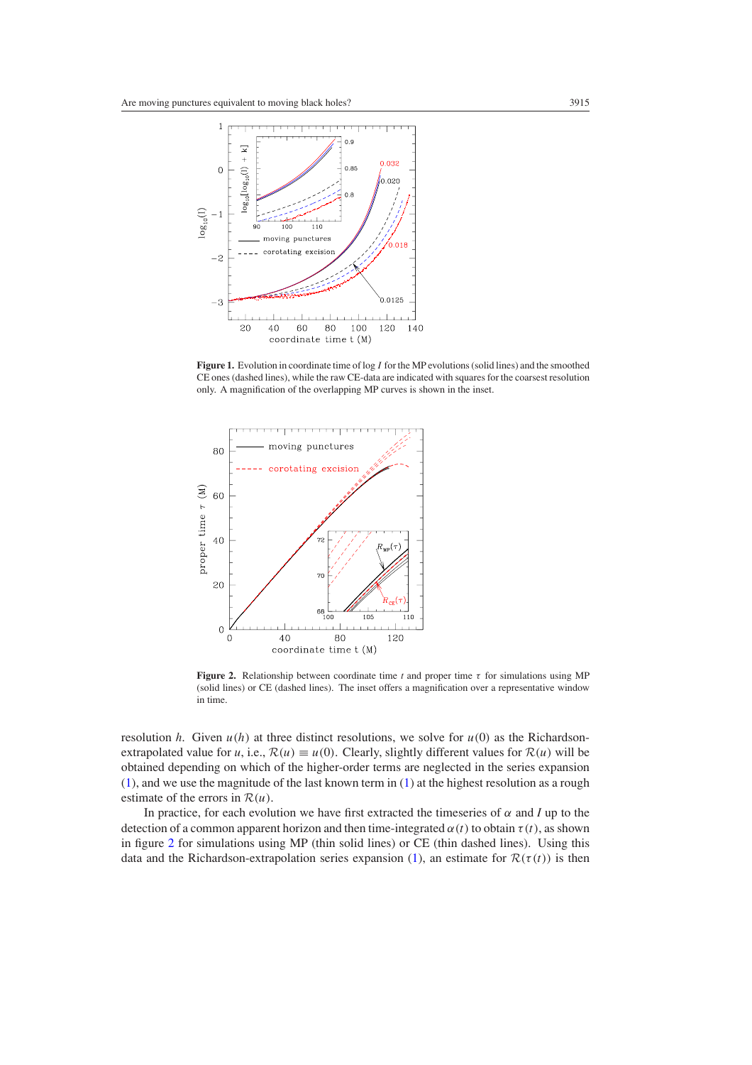**Figure 1.** Evolution in coordinate time of $\log I$ for the MP evolutions (solid lines) and the smoothed CE ones (dashed lines), while the raw CE-data are indicated with squares for the coarsest resolution only. A magnification of the overlapping MP curves is shown in the inset.

**Figure 2.** Relationship between coordinate time $t$ and proper time $\tau$ for simulations using MP (solid lines) or CE (dashed lines). The inset offers a magnification over a representative window in time.

resolution $h$. Given $u(h)$ at three distinct resolutions, we solve for $u(0)$ as the Richardson-extrapolated value for $u$, i.e., $\mathcal{R}(u) \equiv u(0)$. Clearly, slightly different values for $\mathcal{R}(u)$ will be obtained depending on which of the higher-order terms are neglected in the series expansion (1), and we use the magnitude of the last known term in (1) at the highest resolution as a rough estimate of the errors in $\mathcal{R}(u)$.

In practice, for each evolution we have first extracted the timeseries of $\alpha$ and $I$ up to the detection of a common apparent horizon and then time-integrated $\alpha(t)$ to obtain $\tau(t)$, as shown in figure 2 for simulations using MP (thin solid lines) or CE (thin dashed lines). Using this data and the Richardson-extrapolation series expansion (1), an estimate for $\mathcal{R}(\tau(t))$ is then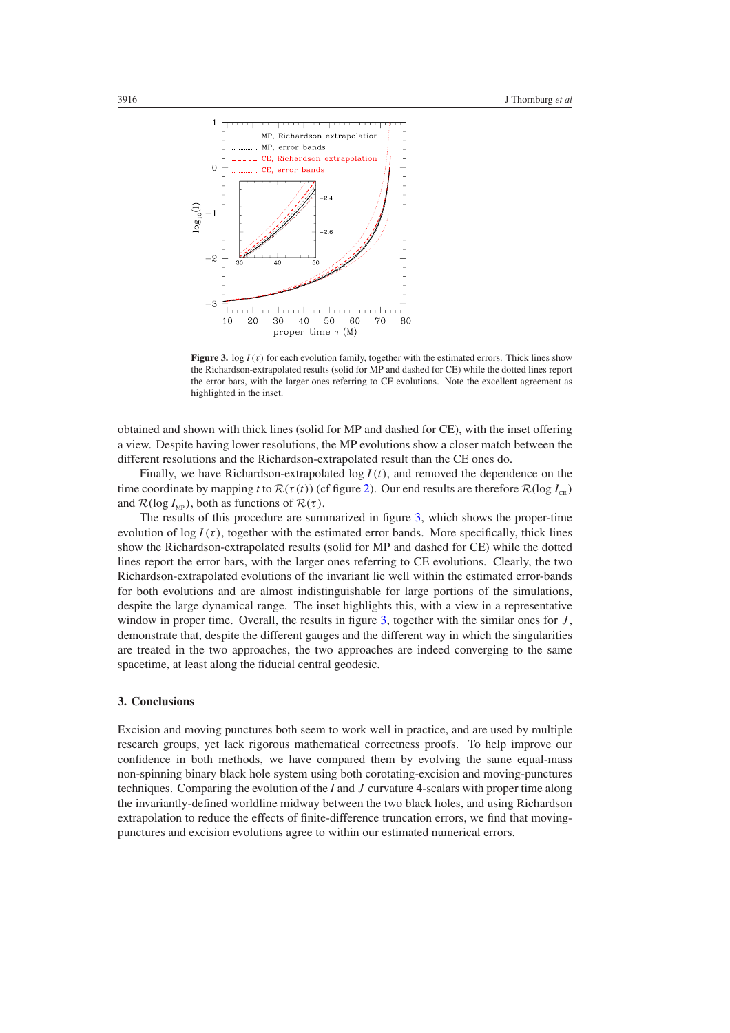**Figure 3.** $\log I(\tau)$ for each evolution family, together with the estimated errors. Thick lines show the Richardson-extrapolated results (solid for MP and dashed for CE) while the dotted lines report the error bars, with the larger ones referring to CE evolutions. Note the excellent agreement as highlighted in the inset.

obtained and shown with thick lines (solid for MP and dashed for CE), with the inset offering a view. Despite having lower resolutions, the MP evolutions show a closer match between the different resolutions and the Richardson-extrapolated result than the CE ones do.

Finally, we have Richardson-extrapolated $\log I(t)$, and removed the dependence on the time coordinate by mapping $t$ to $\mathcal{R}(\tau(t))$ (cf figure 2). Our end results are therefore $\mathcal{R}(\log I_{\text{CE}})$ and $\mathcal{R}(\log I_{\text{MP}})$, both as functions of $\mathcal{R}(\tau)$.

The results of this procedure are summarized in figure 3, which shows the proper-time evolution of $\log I(\tau)$, together with the estimated error bands. More specifically, thick lines show the Richardson-extrapolated results (solid for MP and dashed for CE) while the dotted lines report the error bars, with the larger ones referring to CE evolutions. Clearly, the two Richardson-extrapolated evolutions of the invariant lie well within the estimated error-bands for both evolutions and are almost indistinguishable for large portions of the simulations, despite the large dynamical range. The inset highlights this, with a view in a representative window in proper time. Overall, the results in figure 3, together with the similar ones for $J$, demonstrate that, despite the different gauges and the different way in which the singularities are treated in the two approaches, the two approaches are indeed converging to the same spacetime, at least along the fiducial central geodesic.

## 3. Conclusions

Excision and moving punctures both seem to work well in practice, and are used by multiple research groups, yet lack rigorous mathematical correctness proofs. To help improve our confidence in both methods, we have compared them by evolving the same equal-mass non-spinning binary black hole system using both corotating-excision and moving-punctures techniques. Comparing the evolution of the $I$ and $J$ curvature 4-scalars with proper time along the invariantly-defined worldline midway between the two black holes, and using Richardson extrapolation to reduce the effects of finite-difference truncation errors, we find that moving-punctures and excision evolutions agree to within our estimated numerical errors.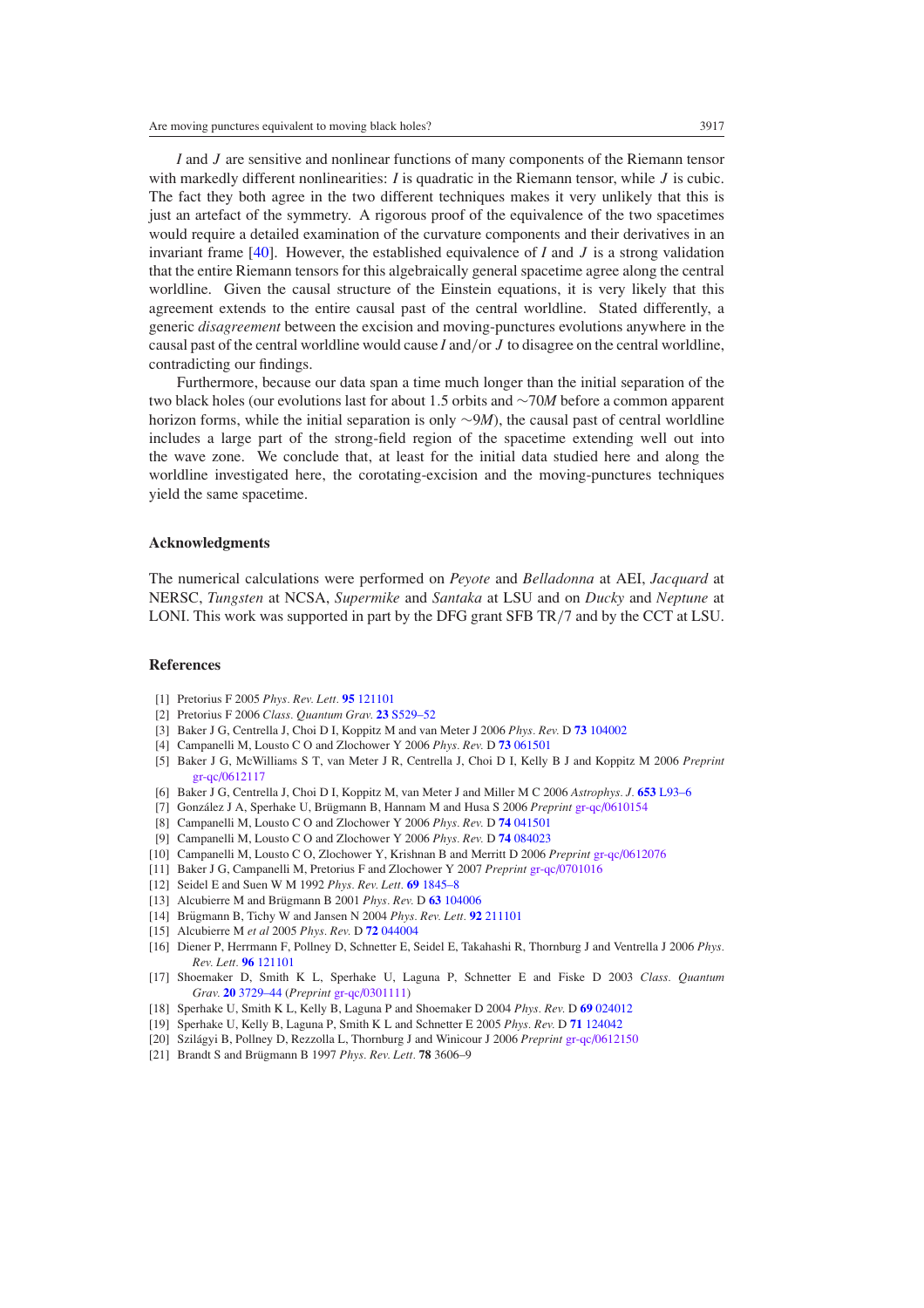$I$ and $J$ are sensitive and nonlinear functions of many components of the Riemann tensor with markedly different nonlinearities: $I$ is quadratic in the Riemann tensor, while $J$ is cubic. The fact they both agree in the two different techniques makes it very unlikely that this is just an artefact of the symmetry. A rigorous proof of the equivalence of the two spacetimes would require a detailed examination of the curvature components and their derivatives in an invariant frame [40]. However, the established equivalence of $I$ and $J$ is a strong validation that the entire Riemann tensors for this algebraically general spacetime agree along the central worldline. Given the causal structure of the Einstein equations, it is very likely that this agreement extends to the entire causal past of the central worldline. Stated differently, a generic *disagreement* between the excision and moving-punctures evolutions anywhere in the causal past of the central worldline would cause $I$ and/or $J$ to disagree on the central worldline, contradicting our findings.

Furthermore, because our data span a time much longer than the initial separation of the two black holes (our evolutions last for about 1.5 orbits and $\sim 70M$ before a common apparent horizon forms, while the initial separation is only $\sim 9M$), the causal past of central worldline includes a large part of the strong-field region of the spacetime extending well out into the wave zone. We conclude that, at least for the initial data studied here and along the worldline investigated here, the corotating-excision and the moving-punctures techniques yield the same spacetime.

## Acknowledgments

The numerical calculations were performed on *Peyote* and *Belladonna* at AEI, *Jacquard* at NERSC, *Tungsten* at NCSA, *Supermike* and *Santaka* at LSU and on *Ducky* and *Neptune* at LONI. This work was supported in part by the DFG grant SFB TR/7 and by the CCT at LSU.

## References

[1] Pretorius F 2005 *Phys. Rev. Lett.* **95** 121101
[2] Pretorius F 2006 *Class. Quantum Grav.* **23** S529–52
[3] Baker J G, Centrella J, Choi D I, Koppitz M and van Meter J 2006 *Phys. Rev.* D **73** 104002
[4] Campanelli M, Lousto C O and Zlochower Y 2006 *Phys. Rev.* D **73** 061501
[5] Baker J G, McWilliams S T, van Meter J R, Centrella J, Choi D I, Kelly B J and Koppitz M 2006 *Preprint* gr-qc/0612117
[6] Baker J G, Centrella J, Choi D I, Koppitz M, van Meter J and Miller M C 2006 *Astrophys. J.* **653** L93–6
[7] González J A, Sperhake U, Brügmann B, Hannam M and Husa S 2006 *Preprint* gr-qc/0610154
[8] Campanelli M, Lousto C O and Zlochower Y 2006 *Phys. Rev.* D **74** 041501
[9] Campanelli M, Lousto C O and Zlochower Y 2006 *Phys. Rev.* D **74** 084023
[10] Campanelli M, Lousto C O, Zlochower Y, Krishnan B and Merritt D 2006 *Preprint* gr-qc/0612076
[11] Baker J G, Campanelli M, Pretorius F and Zlochower Y 2007 *Preprint* gr-qc/0701016
[12] Seidel E and Suen W M 1992 *Phys. Rev. Lett.* **69** 1845–8
[13] Alcubierre M and Brügmann B 2001 *Phys. Rev.* D **63** 104006
[14] Brügmann B, Tichy W and Jansen N 2004 *Phys. Rev. Lett.* **92** 211101
[15] Alcubierre M *et al* 2005 *Phys. Rev.* D **72** 044004
[16] Diener P, Herrmann F, Pollney D, Schnetter E, Seidel E, Takahashi R, Thornburg J and Ventrella J 2006 *Phys. Rev. Lett.* **96** 121101
[17] Shoemaker D, Smith K L, Sperhake U, Laguna P, Schnetter E and Fiske D 2003 *Class. Quantum Grav.* **20** 3729–44 (*Preprint* gr-qc/0301111)
[18] Sperhake U, Smith K L, Kelly B, Laguna P and Shoemaker D 2004 *Phys. Rev.* D **69** 024012
[19] Sperhake U, Kelly B, Laguna P, Smith K L and Schnetter E 2005 *Phys. Rev.* D **71** 124042
[20] Szilágyi B, Pollney D, Rezzolla L, Thornburg J and Winicour J 2006 *Preprint* gr-qc/0612150
[21] Brandt S and Brügmann B 1997 *Phys. Rev. Lett.* **78** 3606–9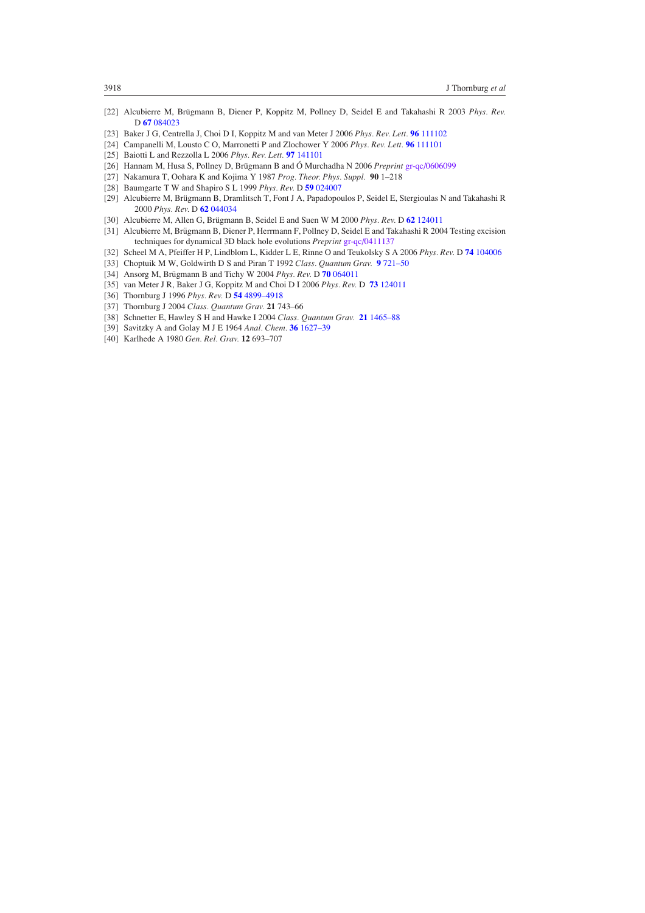[22] Alcubierre M, Brügmann B, Diener P, Koppitz M, Pollney D, Seidel E and Takahashi R 2003 *Phys. Rev.* D **67** 084023

[23] Baker J G, Centrella J, Choi D I, Koppitz M and van Meter J 2006 *Phys. Rev. Lett.* **96** 111102

[24] Campanelli M, Lousto C O, Marronetti P and Zlochower Y 2006 *Phys. Rev. Lett.* **96** 111101

[25] Baiotti L and Rezzolla L 2006 *Phys. Rev. Lett.* **97** 141101

[26] Hannam M, Husa S, Pollney D, Brügmann B and Ó Murchadha N 2006 *Preprint* gr-qc/0606099

[27] Nakamura T, Oohara K and Kojima Y 1987 *Prog. Theor. Phys. Suppl.* **90** 1–218

[28] Baumgarte T W and Shapiro S L 1999 *Phys. Rev.* D **59** 024007

[29] Alcubierre M, Brügmann B, Dramlitsch T, Font J A, Papadopoulos P, Seidel E, Stergioulas N and Takahashi R 2000 *Phys. Rev.* D **62** 044034

[30] Alcubierre M, Allen G, Brügmann B, Seidel E and Suen W M 2000 *Phys. Rev.* D **62** 124011

[31] Alcubierre M, Brügmann B, Diener P, Herrmann F, Pollney D, Seidel E and Takahashi R 2004 Testing excision techniques for dynamical 3D black hole evolutions *Preprint* gr-qc/0411137

[32] Scheel M A, Pfeiffer H P, Lindblom L, Kidder L E, Rinne O and Teukolsky S A 2006 *Phys. Rev.* D **74** 104006

[33] Choptuik M W, Goldwirth D S and Piran T 1992 *Class. Quantum Grav.* **9** 721–50

[34] Ansorg M, Brügmann B and Tichy W 2004 *Phys. Rev.* D **70** 064011

[35] van Meter J R, Baker J G, Koppitz M and Choi D I 2006 *Phys. Rev.* D **73** 124011

[36] Thornburg J 1996 *Phys. Rev.* D **54** 4899–4918

[37] Thornburg J 2004 *Class. Quantum Grav.* **21** 743–66

[38] Schnetter E, Hawley S H and Hawke I 2004 *Class. Quantum Grav.* **21** 1465–88

[39] Savitzky A and Golay M J E 1964 *Anal. Chem.* **36** 1627–39

[40] Karlhede A 1980 *Gen. Rel. Grav.* **12** 693–707